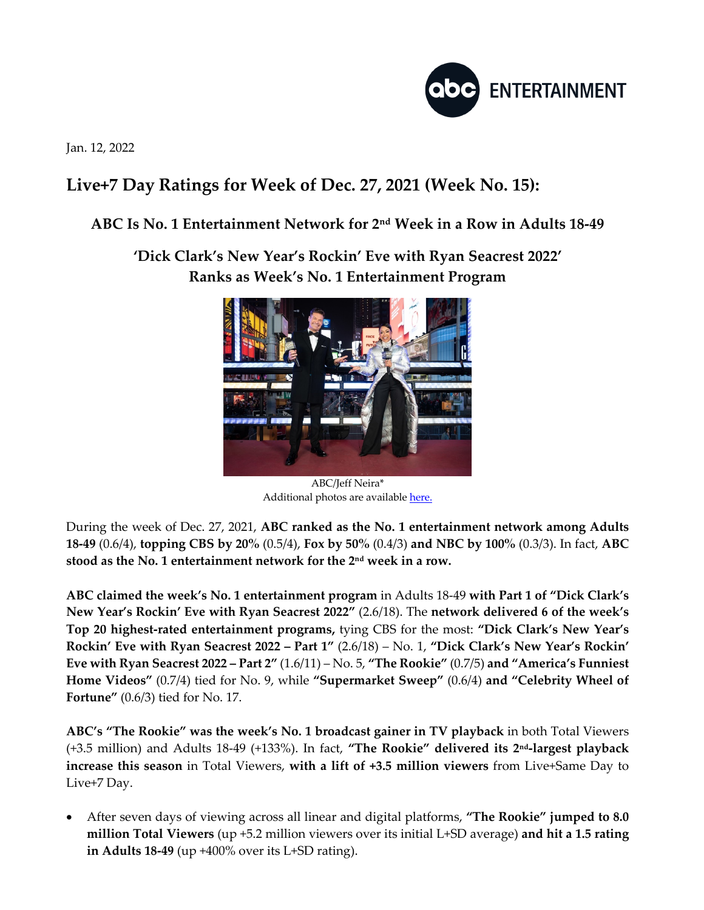Jan. 12, 2022

# Live+7 Day Ratings for Week of Dec. 27, 2021 (Week No. 15):

## ABC Is No. 1 Entertainment Network for 2nd Week in a Row in Adults 18-49

## 'Dick Clark's New Year's Rockin' Eve with Ryan Seacrest 2022' Ranks as Week's No. 1 Entertainment Program

ABC/Jeff Neira*
Additional photos are available here.

During the week of Dec. 27, 2021, **ABC ranked as the No. 1 entertainment network among Adults 18-49** (0.6/4), **topping CBS by 20%** (0.5/4), **Fox by 50%** (0.4/3) **and NBC by 100%** (0.3/3). In fact, **ABC stood as the No. 1 entertainment network for the 2nd week in a row.**

**ABC claimed the week's No. 1 entertainment program** in Adults 18-49 **with Part 1 of "Dick Clark's New Year's Rockin' Eve with Ryan Seacrest 2022"** (2.6/18). The **network delivered 6 of the week's Top 20 highest-rated entertainment programs,** tying CBS for the most: **"Dick Clark's New Year's Rockin' Eve with Ryan Seacrest 2022 – Part 1"** (2.6/18) – No. 1, **"Dick Clark's New Year's Rockin' Eve with Ryan Seacrest 2022 – Part 2"** (1.6/11) – No. 5, **"The Rookie"** (0.7/5) **and "America's Funniest Home Videos"** (0.7/4) tied for No. 9, while **"Supermarket Sweep"** (0.6/4) **and "Celebrity Wheel of Fortune"** (0.6/3) tied for No. 17.

**ABC's "The Rookie" was the week's No. 1 broadcast gainer in TV playback** in both Total Viewers (+3.5 million) and Adults 18-49 (+133%). In fact, **"The Rookie" delivered its 2nd-largest playback increase this season** in Total Viewers, **with a lift of +3.5 million viewers** from Live+Same Day to Live+7 Day.

- After seven days of viewing across all linear and digital platforms, **"The Rookie" jumped to 8.0 million Total Viewers** (up +5.2 million viewers over its initial L+SD average) **and hit a 1.5 rating in Adults 18-49** (up +400% over its L+SD rating).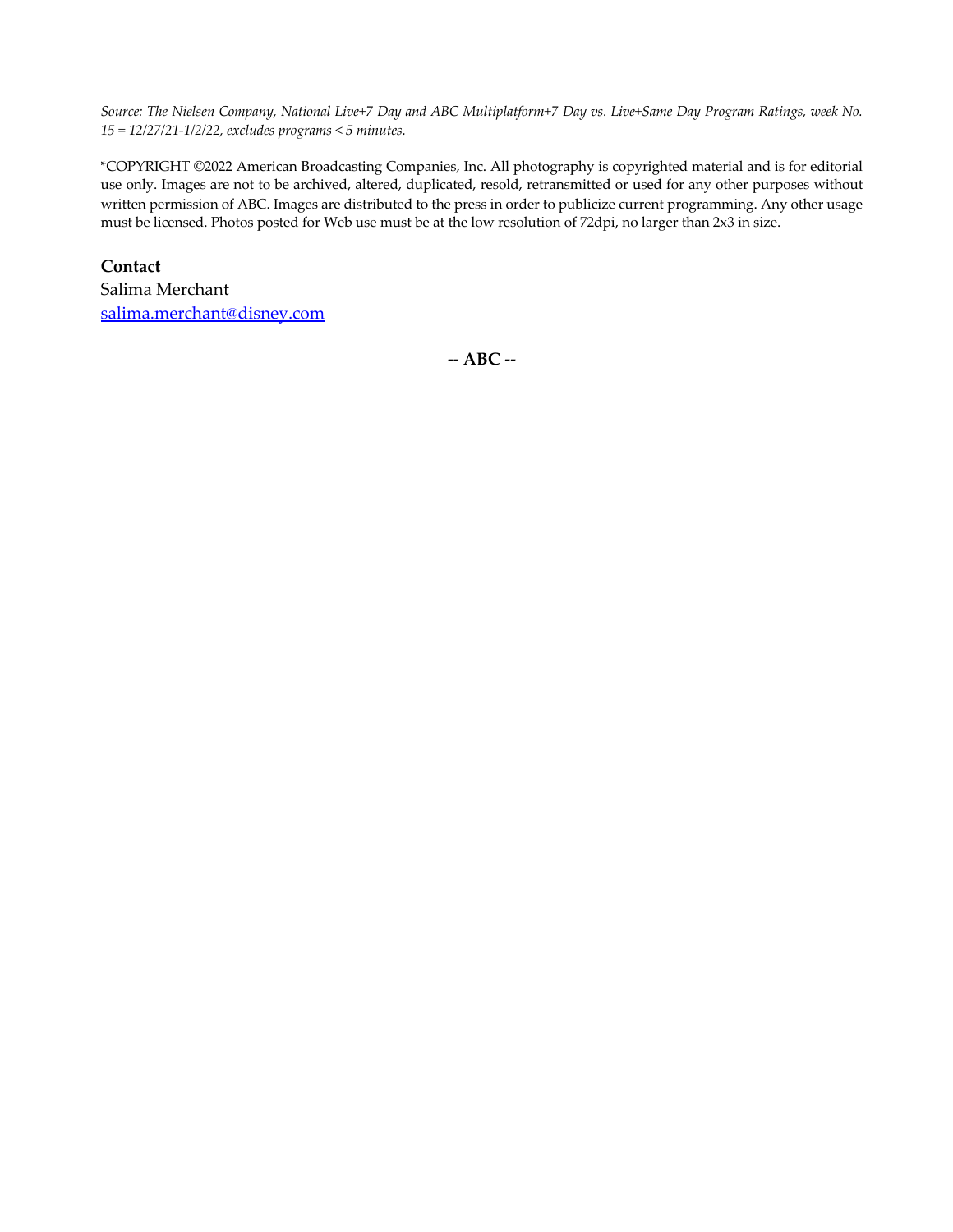*Source: The Nielsen Company, National Live+7 Day and ABC Multiplatform+7 Day vs. Live+Same Day Program Ratings, week No. 15 = 12/27/21-1/2/22, excludes programs < 5 minutes.*

*COPYRIGHT ©2022 American Broadcasting Companies, Inc. All photography is copyrighted material and is for editorial use only. Images are not to be archived, altered, duplicated, resold, retransmitted or used for any other purposes without written permission of ABC. Images are distributed to the press in order to publicize current programming. Any other usage must be licensed. Photos posted for Web use must be at the low resolution of 72dpi, no larger than 2x3 in size.

**Contact**
Salima Merchant
salima.merchant@disney.com

**-- ABC --**